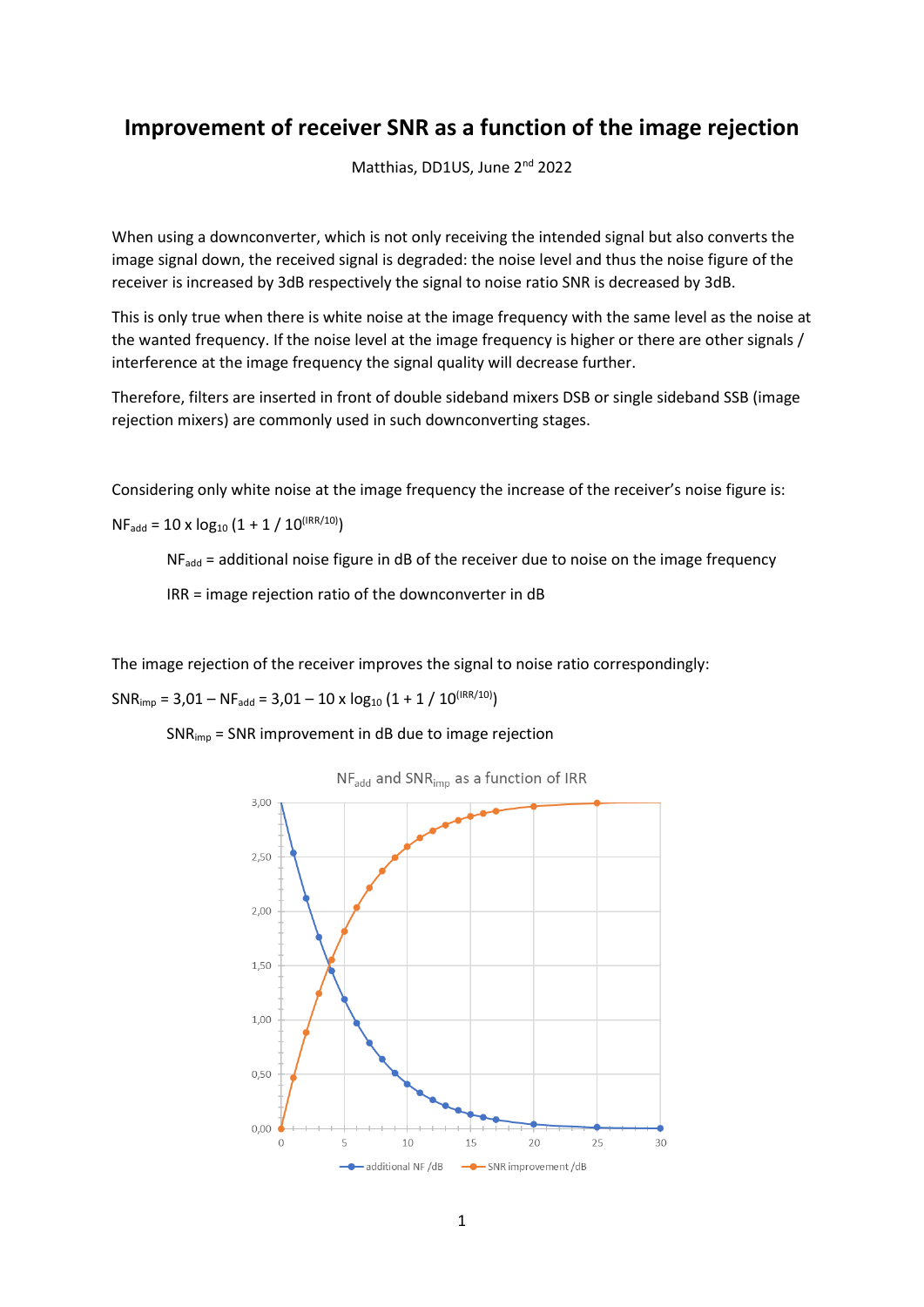# Improvement of receiver SNR as a function of the image rejection

Matthias, DD1US, June 2nd 2022

When using a downconverter, which is not only receiving the intended signal but also converts the image signal down, the received signal is degraded: the noise level and thus the noise figure of the receiver is increased by 3dB respectively the signal to noise ratio SNR is decreased by 3dB.

This is only true when there is white noise at the image frequency with the same level as the noise at the wanted frequency. If the noise level at the image frequency is higher or there are other signals / interference at the image frequency the signal quality will decrease further.

Therefore, filters are inserted in front of double sideband mixers DSB or single sideband SSB (image rejection mixers) are commonly used in such downconverting stages.

Considering only white noise at the image frequency the increase of the receiver's noise figure is:

$$NF_{add} = 10 \times \log_{10} (1 + 1 / 10^{(IRR/10)})$$

> $NF_{add}$ = additional noise figure in dB of the receiver due to noise on the image frequency
>
> IRR = image rejection ratio of the downconverter in dB

The image rejection of the receiver improves the signal to noise ratio correspondingly:

$$SNR_{imp} = 3{,}01 - NF_{add} = 3{,}01 - 10 \times \log_{10} (1 + 1 / 10^{(IRR/10)})$$

> $SNR_{imp}$ = SNR improvement in dB due to image rejection

$NF_{add}$ and $SNR_{imp}$ as a function of IRR

3,00
2,50
2,00
1,50
1,00
0,50
0,00

0 5 10 15 20 25 30

additional NF /dB
SNR improvement /dB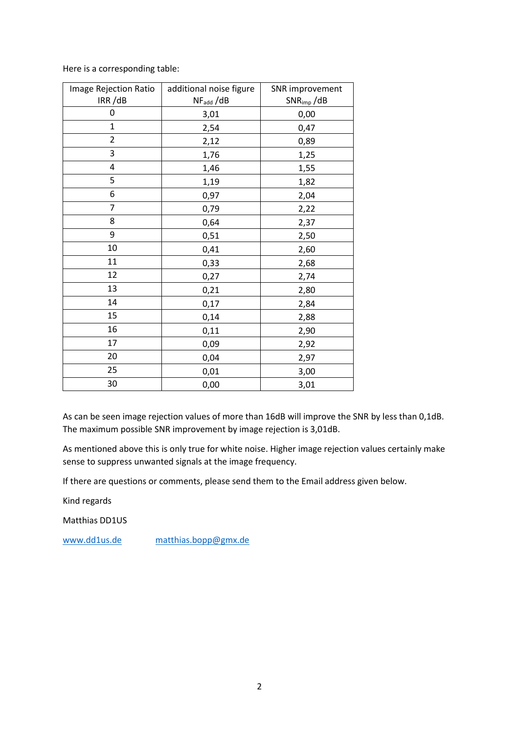Here is a corresponding table:

| Image Rejection Ratio IRR /dB | additional noise figure $NF_{add}$ /dB | SNR improvement $SNR_{imp}$ /dB |
|---|---|---|
| 0 | 3,01 | 0,00 |
| 1 | 2,54 | 0,47 |
| 2 | 2,12 | 0,89 |
| 3 | 1,76 | 1,25 |
| 4 | 1,46 | 1,55 |
| 5 | 1,19 | 1,82 |
| 6 | 0,97 | 2,04 |
| 7 | 0,79 | 2,22 |
| 8 | 0,64 | 2,37 |
| 9 | 0,51 | 2,50 |
| 10 | 0,41 | 2,60 |
| 11 | 0,33 | 2,68 |
| 12 | 0,27 | 2,74 |
| 13 | 0,21 | 2,80 |
| 14 | 0,17 | 2,84 |
| 15 | 0,14 | 2,88 |
| 16 | 0,11 | 2,90 |
| 17 | 0,09 | 2,92 |
| 20 | 0,04 | 2,97 |
| 25 | 0,01 | 3,00 |
| 30 | 0,00 | 3,01 |

As can be seen image rejection values of more than 16dB will improve the SNR by less than 0,1dB. The maximum possible SNR improvement by image rejection is 3,01dB.

As mentioned above this is only true for white noise. Higher image rejection values certainly make sense to suppress unwanted signals at the image frequency.

If there are questions or comments, please send them to the Email address given below.

Kind regards

Matthias DD1US

www.dd1us.de        matthias.bopp@gmx.de